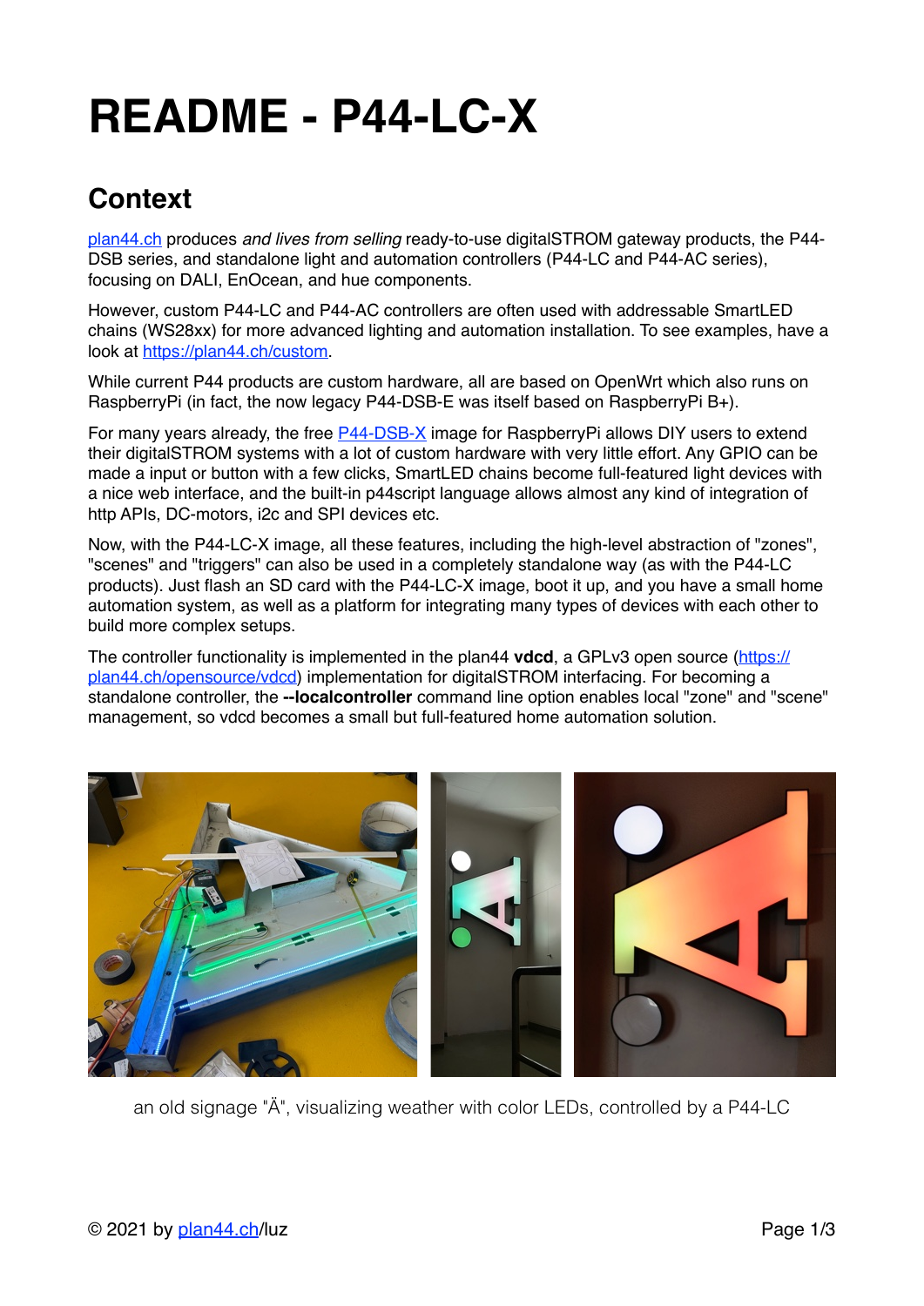# README - P44-LC-X

## Context

[plan44.ch](plan44.ch) produces *and lives from selling* ready-to-use digitalSTROM gateway products, the P44-DSB series, and standalone light and automation controllers (P44-LC and P44-AC series), focusing on DALI, EnOcean, and hue components.

However, custom P44-LC and P44-AC controllers are often used with addressable SmartLED chains (WS28xx) for more advanced lighting and automation installation. To see examples, have a look at [https://plan44.ch/custom](https://plan44.ch/custom).

While current P44 products are custom hardware, all are based on OpenWrt which also runs on RaspberryPi (in fact, the now legacy P44-DSB-E was itself based on RaspberryPi B+).

For many years already, the free [P44-DSB-X](P44-DSB-X) image for RaspberryPi allows DIY users to extend their digitalSTROM systems with a lot of custom hardware with very little effort. Any GPIO can be made a input or button with a few clicks, SmartLED chains become full-featured light devices with a nice web interface, and the built-in p44script language allows almost any kind of integration of http APIs, DC-motors, i2c and SPI devices etc.

Now, with the P44-LC-X image, all these features, including the high-level abstraction of "zones", "scenes" and "triggers" can also be used in a completely standalone way (as with the P44-LC products). Just flash an SD card with the P44-LC-X image, boot it up, and you have a small home automation system, as well as a platform for integrating many types of devices with each other to build more complex setups.

The controller functionality is implemented in the plan44 **vdcd**, a GPLv3 open source ([https://plan44.ch/opensource/vdcd](https://plan44.ch/opensource/vdcd)) implementation for digitalSTROM interfacing. For becoming a standalone controller, the **--localcontroller** command line option enables local "zone" and "scene" management, so vdcd becomes a small but full-featured home automation solution.

an old signage "Ä", visualizing weather with color LEDs, controlled by a P44-LC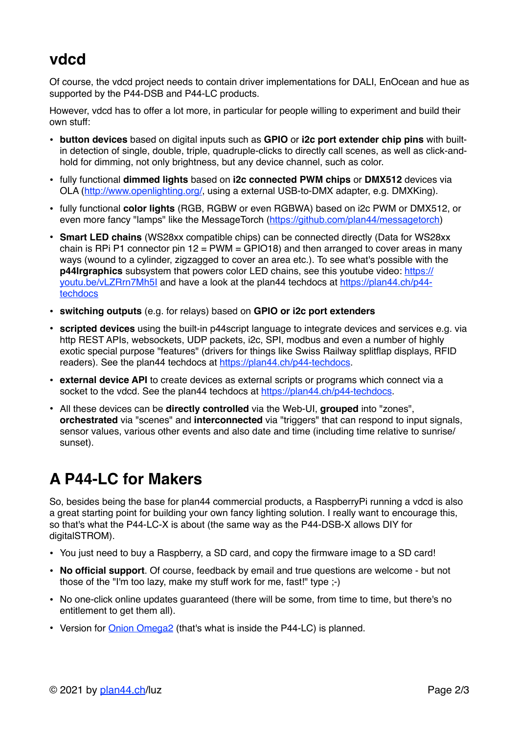## vdcd

Of course, the vdcd project needs to contain driver implementations for DALI, EnOcean and hue as supported by the P44-DSB and P44-LC products.

However, vdcd has to offer a lot more, in particular for people willing to experiment and build their own stuff:

- **button devices** based on digital inputs such as **GPIO** or **i2c port extender chip pins** with built-in detection of single, double, triple, quadruple-clicks to directly call scenes, as well as click-and-hold for dimming, not only brightness, but any device channel, such as color.
- fully functional **dimmed lights** based on **i2c connected PWM chips** or **DMX512** devices via OLA (http://www.openlighting.org/, using a external USB-to-DMX adapter, e.g. DMXKing).
- fully functional **color lights** (RGB, RGBW or even RGBWA) based on i2c PWM or DMX512, or even more fancy "lamps" like the MessageTorch (https://github.com/plan44/messagetorch)
- **Smart LED chains** (WS28xx compatible chips) can be connected directly (Data for WS28xx chain is RPi P1 connector pin 12 = PWM = GPIO18) and then arranged to cover areas in many ways (wound to a cylinder, zigzagged to cover an area etc.). To see what's possible with the **p44lrgraphics** subsystem that powers color LED chains, see this youtube video: https://youtu.be/vLZRrn7Mh5I and have a look at the plan44 techdocs at https://plan44.ch/p44-techdocs
- **switching outputs** (e.g. for relays) based on **GPIO or i2c port extenders**
- **scripted devices** using the built-in p44script language to integrate devices and services e.g. via http REST APIs, websockets, UDP packets, i2c, SPI, modbus and even a number of highly exotic special purpose "features" (drivers for things like Swiss Railway splitflap displays, RFID readers). See the plan44 techdocs at https://plan44.ch/p44-techdocs.
- **external device API** to create devices as external scripts or programs which connect via a socket to the vdcd. See the plan44 techdocs at https://plan44.ch/p44-techdocs.
- All these devices can be **directly controlled** via the Web-UI, **grouped** into "zones", **orchestrated** via "scenes" and **interconnected** via "triggers" that can respond to input signals, sensor values, various other events and also date and time (including time relative to sunrise/sunset).

## A P44-LC for Makers

So, besides being the base for plan44 commercial products, a RaspberryPi running a vdcd is also a great starting point for building your own fancy lighting solution. I really want to encourage this, so that's what the P44-LC-X is about (the same way as the P44-DSB-X allows DIY for digitalSTROM).

- You just need to buy a Raspberry, a SD card, and copy the firmware image to a SD card!
- **No official support**. Of course, feedback by email and true questions are welcome - but not those of the "I'm too lazy, make my stuff work for me, fast!" type ;-)
- No one-click online updates guaranteed (there will be some, from time to time, but there's no entitlement to get them all).
- Version for Onion Omega2 (that's what is inside the P44-LC) is planned.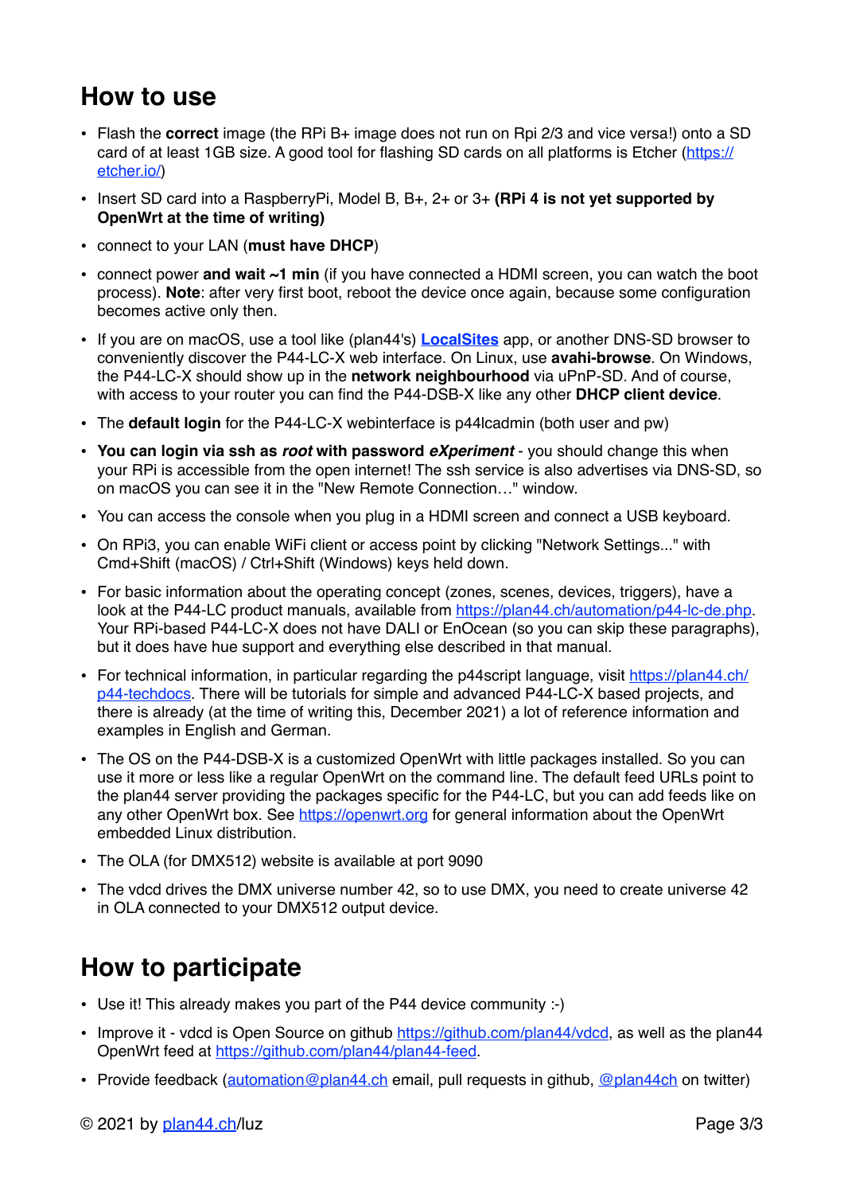## How to use

- Flash the **correct** image (the RPi B+ image does not run on Rpi 2/3 and vice versa!) onto a SD card of at least 1GB size. A good tool for flashing SD cards on all platforms is Etcher ([https://etcher.io/](https://etcher.io/))
- Insert SD card into a RaspberryPi, Model B, B+, 2+ or 3+ **(RPi 4 is not yet supported by OpenWrt at the time of writing)**
- connect to your LAN (**must have DHCP**)
- connect power **and wait ~1 min** (if you have connected a HDMI screen, you can watch the boot process). **Note**: after very first boot, reboot the device once again, because some configuration becomes active only then.
- If you are on macOS, use a tool like (plan44's) **LocalSites** app, or another DNS-SD browser to conveniently discover the P44-LC-X web interface. On Linux, use **avahi-browse**. On Windows, the P44-LC-X should show up in the **network neighbourhood** via uPnP-SD. And of course, with access to your router you can find the P44-DSB-X like any other **DHCP client device**.
- The **default login** for the P44-LC-X webinterface is p44lcadmin (both user and pw)
- **You can login via ssh as *root* with password *eXperiment*** - you should change this when your RPi is accessible from the open internet! The ssh service is also advertises via DNS-SD, so on macOS you can see it in the "New Remote Connection…" window.
- You can access the console when you plug in a HDMI screen and connect a USB keyboard.
- On RPi3, you can enable WiFi client or access point by clicking "Network Settings..." with Cmd+Shift (macOS) / Ctrl+Shift (Windows) keys held down.
- For basic information about the operating concept (zones, scenes, devices, triggers), have a look at the P44-LC product manuals, available from [https://plan44.ch/automation/p44-lc-de.php](https://plan44.ch/automation/p44-lc-de.php). Your RPi-based P44-LC-X does not have DALI or EnOcean (so you can skip these paragraphs), but it does have hue support and everything else described in that manual.
- For technical information, in particular regarding the p44script language, visit [https://plan44.ch/p44-techdocs](https://plan44.ch/p44-techdocs). There will be tutorials for simple and advanced P44-LC-X based projects, and there is already (at the time of writing this, December 2021) a lot of reference information and examples in English and German.
- The OS on the P44-DSB-X is a customized OpenWrt with little packages installed. So you can use it more or less like a regular OpenWrt on the command line. The default feed URLs point to the plan44 server providing the packages specific for the P44-LC, but you can add feeds like on any other OpenWrt box. See [https://openwrt.org](https://openwrt.org) for general information about the OpenWrt embedded Linux distribution.
- The OLA (for DMX512) website is available at port 9090
- The vdcd drives the DMX universe number 42, so to use DMX, you need to create universe 42 in OLA connected to your DMX512 output device.

## How to participate

- Use it! This already makes you part of the P44 device community :-)
- Improve it - vdcd is Open Source on github [https://github.com/plan44/vdcd](https://github.com/plan44/vdcd), as well as the plan44 OpenWrt feed at [https://github.com/plan44/plan44-feed](https://github.com/plan44/plan44-feed).
- Provide feedback ([automation@plan44.ch](mailto:automation@plan44.ch) email, pull requests in github, @plan44ch on twitter)

© 2021 by plan44.ch/luz